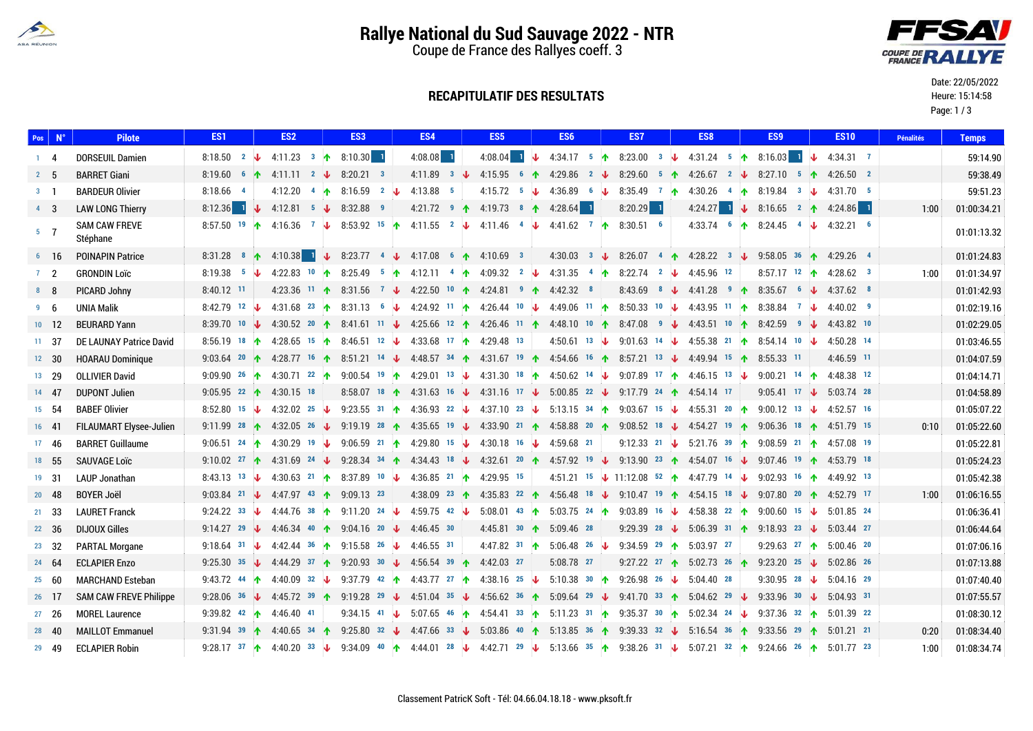# Rallye National du Sud Sauvage 2022 - NTR

Coupe de France des Rallyes coeff. 3

## RECAPITULATIF DES RESULTATS

Date: 22/05/2022
Heure: 15:14:58

| Pos | N° | Pilote | ES1 | ES2 | ES3 | ES4 | ES5 | ES6 | ES7 | ES8 | ES9 | ES10 | Pénalités | Temps |
|---|---|---|---|---|---|---|---|---|---|---|---|---|---|---|
| 1 | 4 | DORSEUIL Damien | 8:18.50 2 | 4:11.23 3 | 8:10.30 1 | 4:08.08 1 | 4:08.04 1 | 4:34.17 5 | 8:23.00 3 | 4:31.24 5 | 8:16.03 1 | 4:34.31 7 | | 59:14.90 |
| 2 | 5 | BARRET Giani | 8:19.60 6 | 4:11.11 2 | 8:20.21 3 | 4:11.89 3 | 4:15.95 6 | 4:29.86 2 | 8:29.60 5 | 4:26.67 2 | 8:27.10 5 | 4:26.50 2 | | 59:38.49 |
| 3 | 1 | BARDEUR Olivier | 8:18.66 4 | 4:12.20 4 | 8:16.59 2 | 4:13.88 5 | 4:15.72 5 | 4:36.89 6 | 8:35.49 7 | 4:30.26 4 | 8:19.84 3 | 4:31.70 5 | | 59:51.23 |
| 4 | 3 | LAW LONG Thierry | 8:12.36 1 | 4:12.81 5 | 8:32.88 9 | 4:21.72 9 | 4:19.73 8 | 4:28.64 1 | 8:20.29 1 | 4:24.27 1 | 8:16.65 2 | 4:24.86 1 | 1:00 | 01:00:34.21 |
| 5 | 7 | SAM CAW FREVE Stéphane | 8:57.50 19 | 4:16.36 7 | 8:53.92 15 | 4:11.55 2 | 4:11.46 4 | 4:41.62 7 | 8:30.51 6 | 4:33.74 6 | 8:24.45 4 | 4:32.21 6 | | 01:01:13.32 |
| 6 | 16 | POINAPIN Patrice | 8:31.28 8 | 4:10.38 1 | 8:23.77 4 | 4:17.08 6 | 4:10.69 3 | 4:30.03 3 | 8:26.07 4 | 4:28.22 3 | 9:58.05 36 | 4:29.26 4 | | 01:01:24.83 |
| 7 | 2 | GRONDIN Loïc | 8:19.38 5 | 4:22.83 10 | 8:25.49 5 | 4:12.11 4 | 4:09.32 2 | 4:31.35 4 | 8:22.74 2 | 4:45.96 12 | 8:57.17 12 | 4:28.62 3 | 1:00 | 01:01:34.97 |
| 8 | 8 | PICARD Johny | 8:40.12 11 | 4:23.36 11 | 8:31.56 7 | 4:22.50 10 | 4:24.81 9 | 4:42.32 8 | 8:43.69 8 | 4:41.28 9 | 8:35.67 6 | 4:37.62 8 | | 01:01:42.93 |
| 9 | 6 | UNIA Malik | 8:42.79 12 | 4:31.68 23 | 8:31.13 6 | 4:24.92 11 | 4:26.44 10 | 4:49.06 11 | 8:50.33 10 | 4:43.95 11 | 8:38.84 7 | 4:40.02 9 | | 01:02:19.16 |
| 10 | 12 | BEURARD Yann | 8:39.70 10 | 4:30.52 20 | 8:41.61 11 | 4:25.66 12 | 4:26.46 11 | 4:48.10 10 | 8:47.08 9 | 4:43.51 10 | 8:42.59 9 | 4:43.82 10 | | 01:02:29.05 |
| 11 | 37 | DE LAUNAY Patrice David | 8:56.19 18 | 4:28.65 15 | 8:46.51 12 | 4:33.68 17 | 4:29.48 13 | 4:50.61 13 | 9:01.63 14 | 4:55.38 21 | 8:54.14 10 | 4:50.28 14 | | 01:03:46.55 |
| 12 | 30 | HOARAU Dominique | 9:03.64 20 | 4:28.77 16 | 8:51.21 14 | 4:48.57 34 | 4:31.67 19 | 4:54.66 16 | 8:57.21 13 | 4:49.94 15 | 8:55.33 11 | 4:46.59 11 | | 01:04:07.59 |
| 13 | 29 | OLLIVIER David | 9:09.90 26 | 4:30.71 22 | 9:00.54 19 | 4:29.01 13 | 4:31.30 18 | 4:50.62 14 | 9:07.89 17 | 4:46.15 13 | 9:00.21 14 | 4:48.38 12 | | 01:04:14.71 |
| 14 | 47 | DUPONT Julien | 9:05.95 22 | 4:30.15 18 | 8:58.07 18 | 4:31.63 16 | 4:31.16 17 | 5:00.85 22 | 9:17.79 24 | 4:54.14 17 | 9:05.41 17 | 5:03.74 28 | | 01:04:58.89 |
| 15 | 54 | BABEF Olivier | 8:52.80 15 | 4:32.02 25 | 9:23.55 31 | 4:36.93 22 | 4:37.10 23 | 5:13.15 34 | 9:03.67 15 | 4:55.31 20 | 9:00.12 13 | 4:52.57 16 | | 01:05:07.22 |
| 16 | 41 | FILAUMART Elysee-Julien | 9:11.99 28 | 4:32.05 26 | 9:19.19 28 | 4:35.65 19 | 4:33.90 21 | 4:58.88 20 | 9:08.52 18 | 4:54.27 19 | 9:06.36 18 | 4:51.79 15 | 0:10 | 01:05:22.60 |
| 17 | 46 | BARRET Guillaume | 9:06.51 24 | 4:30.29 19 | 9:06.59 21 | 4:29.80 15 | 4:30.18 16 | 4:59.68 21 | 9:12.33 21 | 5:21.76 39 | 9:08.59 21 | 4:57.08 19 | | 01:05:22.81 |
| 18 | 55 | SAUVAGE Loïc | 9:10.02 27 | 4:31.69 24 | 9:28.34 34 | 4:34.43 18 | 4:32.61 20 | 4:57.92 19 | 9:13.90 23 | 4:54.07 16 | 9:07.46 19 | 4:53.79 18 | | 01:05:24.23 |
| 19 | 31 | LAUP Jonathan | 8:43.13 13 | 4:30.63 21 | 8:37.89 10 | 4:36.85 21 | 4:29.95 15 | 4:51.21 15 | 11:12.08 52 | 4:47.79 14 | 9:02.93 16 | 4:49.92 13 | | 01:05:42.38 |
| 20 | 48 | BOYER Joël | 9:03.84 21 | 4:47.97 43 | 9:09.13 23 | 4:38.09 23 | 4:35.83 22 | 4:56.48 18 | 9:10.47 19 | 4:54.15 18 | 9:07.80 20 | 4:52.79 17 | 1:00 | 01:06:16.55 |
| 21 | 33 | LAURET Franck | 9:24.22 33 | 4:44.76 38 | 9:11.20 24 | 4:59.75 42 | 5:08.01 43 | 5:03.75 24 | 9:03.89 16 | 4:58.38 22 | 9:00.60 15 | 5:01.85 24 | | 01:06:36.41 |
| 22 | 36 | DIJOUX Gilles | 9:14.27 29 | 4:46.34 40 | 9:04.16 20 | 4:46.45 30 | 4:45.81 30 | 5:09.46 28 | 9:29.39 28 | 5:06.39 31 | 9:18.93 23 | 5:03.44 27 | | 01:06:44.64 |
| 23 | 32 | PARTAL Morgane | 9:18.64 31 | 4:42.44 36 | 9:15.58 26 | 4:46.55 31 | 4:47.82 31 | 5:06.48 26 | 9:34.59 29 | 5:03.97 27 | 9:29.63 27 | 5:00.46 20 | | 01:07:06.16 |
| 24 | 64 | ECLAPIER Enzo | 9:25.30 35 | 4:44.29 37 | 9:20.93 30 | 4:56.54 39 | 4:42.03 27 | 5:08.78 27 | 9:27.22 27 | 5:02.73 26 | 9:23.20 25 | 5:02.86 26 | | 01:07:13.88 |
| 25 | 60 | MARCHAND Esteban | 9:43.72 44 | 4:40.09 32 | 9:37.79 42 | 4:43.77 27 | 4:38.16 25 | 5:10.38 30 | 9:26.98 26 | 5:04.40 28 | 9:30.95 28 | 5:04.16 29 | | 01:07:40.40 |
| 26 | 17 | SAM CAW FREVE Philippe | 9:28.06 36 | 4:45.72 39 | 9:19.28 29 | 4:51.04 35 | 4:56.62 36 | 5:09.64 29 | 9:41.70 33 | 5:04.62 29 | 9:33.96 30 | 5:04.93 31 | | 01:07:55.57 |
| 27 | 26 | MOREL Laurence | 9:39.82 42 | 4:46.40 41 | 9:34.15 41 | 5:07.65 46 | 4:54.41 33 | 5:11.23 31 | 9:35.37 30 | 5:02.34 24 | 9:37.36 32 | 5:01.39 22 | | 01:08:30.12 |
| 28 | 40 | MAILLOT Emmanuel | 9:31.94 39 | 4:40.65 34 | 9:25.80 32 | 4:47.66 33 | 5:03.86 40 | 5:13.85 36 | 9:39.33 32 | 5:16.54 36 | 9:33.56 29 | 5:01.21 21 | 0:20 | 01:08:34.40 |
| 29 | 49 | ECLAPIER Robin | 9:28.17 37 | 4:40.20 33 | 9:34.09 40 | 4:44.01 28 | 4:42.71 29 | 5:13.66 35 | 9:38.26 31 | 5:07.21 32 | 9:24.66 26 | 5:01.77 23 | 1:00 | 01:08:34.74 |

Classement PatricK Soft - Tél: 04.66.04.18.18 - www.pksoft.fr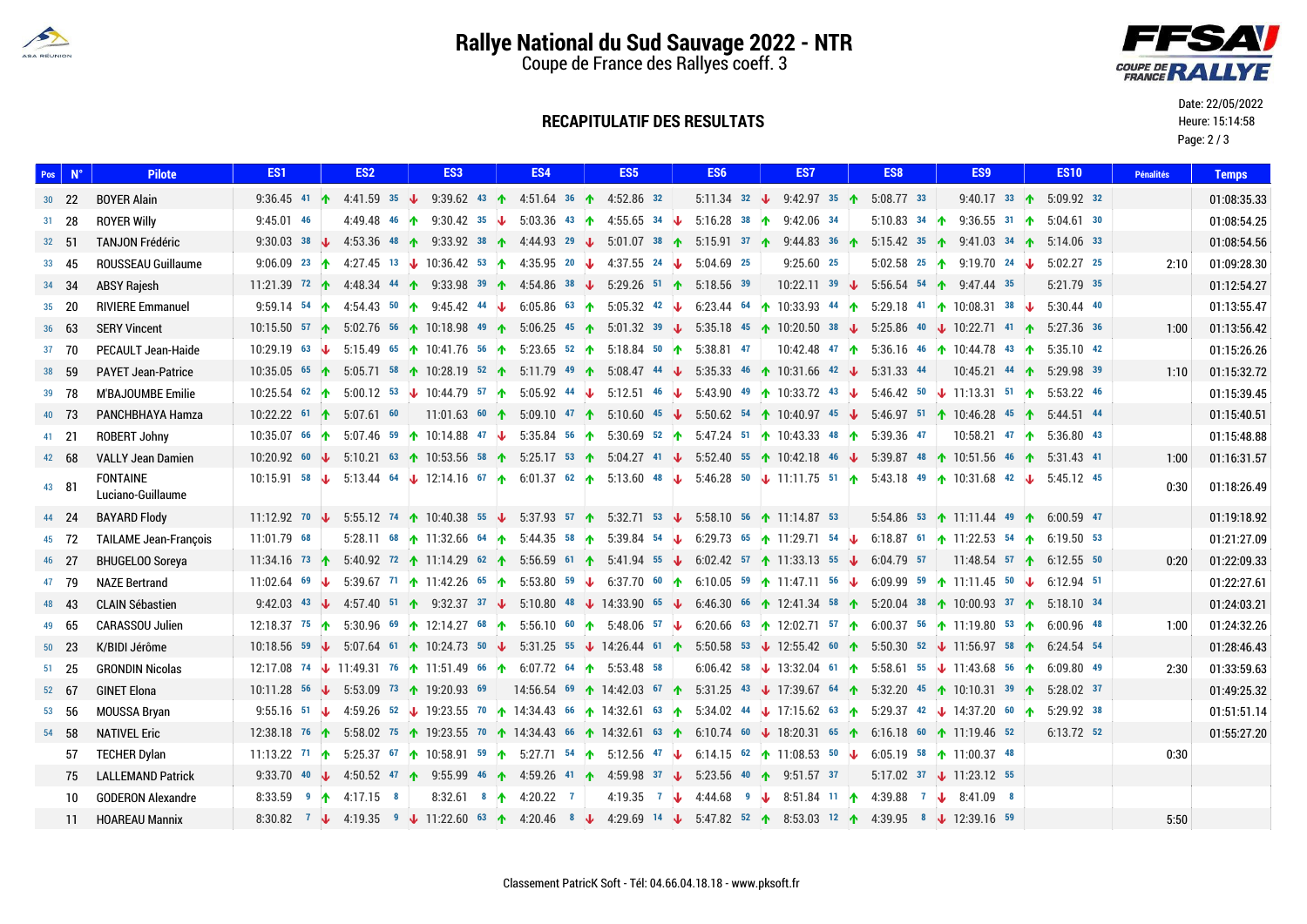# Rallye National du Sud Sauvage 2022 - NTR

Coupe de France des Rallyes coeff. 3

## RECAPITULATIF DES RESULTATS

Date: 22/05/2022
Heure: 15:14:58

| Pos | N° | Pilote | ES1 | ES2 | ES3 | ES4 | ES5 | ES6 | ES7 | ES8 | ES9 | ES10 | Pénalités | Temps |
|---|---|---|---|---|---|---|---|---|---|---|---|---|---|---|
| 30 | 22 | BOYER Alain | 9:36.45 41 | 4:41.59 35 | 9:39.62 43 | 4:51.64 36 | 4:52.86 32 | 5:11.34 32 | 9:42.97 35 | 5:08.77 33 | 9:40.17 33 | 5:09.92 32 | | 01:08:35.33 |
| 31 | 28 | ROYER Willy | 9:45.01 46 | 4:49.48 46 | 9:30.42 35 | 5:03.36 43 | 4:55.65 34 | 5:16.28 38 | 9:42.06 34 | 5:10.83 34 | 9:36.55 31 | 5:04.61 30 | | 01:08:54.25 |
| 32 | 51 | TANJON Frédéric | 9:30.03 38 | 4:53.36 48 | 9:33.92 38 | 4:44.93 29 | 5:01.07 38 | 5:15.91 37 | 9:44.83 36 | 5:15.42 35 | 9:41.03 34 | 5:14.06 33 | | 01:08:54.56 |
| 33 | 45 | ROUSSEAU Guillaume | 9:06.09 23 | 4:27.45 13 | 10:36.42 53 | 4:35.95 20 | 4:37.55 24 | 5:04.69 25 | 9:25.60 25 | 5:02.58 25 | 9:19.70 24 | 5:02.27 25 | 2:10 | 01:09:28.30 |
| 34 | 34 | ABSY Rajesh | 11:21.39 72 | 4:48.34 44 | 9:33.98 39 | 4:54.86 38 | 5:29.26 51 | 5:18.56 39 | 10:22.11 39 | 5:56.54 54 | 9:47.44 35 | 5:21.79 35 | | 01:12:54.27 |
| 35 | 20 | RIVIERE Emmanuel | 9:59.14 54 | 4:54.43 50 | 9:45.42 44 | 6:05.86 63 | 5:05.32 42 | 6:23.44 64 | 10:33.93 44 | 5:29.18 41 | 10:08.31 38 | 5:30.44 40 | | 01:13:55.47 |
| 36 | 63 | SERY Vincent | 10:15.50 57 | 5:02.76 56 | 10:18.98 49 | 5:06.25 45 | 5:01.32 39 | 5:35.18 45 | 10:20.50 38 | 5:25.86 40 | 10:22.71 41 | 5:27.36 36 | 1:00 | 01:13:56.42 |
| 37 | 70 | PECAULT Jean-Haide | 10:29.19 63 | 5:15.49 65 | 10:41.76 56 | 5:23.65 52 | 5:18.84 50 | 5:38.81 47 | 10:42.48 47 | 5:36.16 46 | 10:44.78 43 | 5:35.10 42 | | 01:15:26.26 |
| 38 | 59 | PAYET Jean-Patrice | 10:35.05 65 | 5:05.71 58 | 10:28.19 52 | 5:11.79 49 | 5:08.47 44 | 5:35.33 46 | 10:31.66 42 | 5:31.33 44 | 10:45.21 44 | 5:29.98 39 | 1:10 | 01:15:32.72 |
| 39 | 78 | M'BAJOUMBE Emilie | 10:25.54 62 | 5:00.12 53 | 10:44.79 57 | 5:05.92 44 | 5:12.51 46 | 5:43.90 49 | 10:33.72 43 | 5:46.42 50 | 11:13.31 51 | 5:53.22 46 | | 01:15:39.45 |
| 40 | 73 | PANCHBHAYA Hamza | 10:22.22 61 | 5:07.61 60 | 11:01.63 60 | 5:09.10 47 | 5:10.60 45 | 5:50.62 54 | 10:40.97 45 | 5:46.97 51 | 10:46.28 45 | 5:44.51 44 | | 01:15:40.51 |
| 41 | 21 | ROBERT Johny | 10:35.07 66 | 5:07.46 59 | 10:14.88 47 | 5:35.84 56 | 5:30.69 52 | 5:47.24 51 | 10:43.33 48 | 5:39.36 47 | 10:58.21 47 | 5:36.80 43 | | 01:15:48.88 |
| 42 | 68 | VALLY Jean Damien | 10:20.92 60 | 5:10.21 63 | 10:53.56 58 | 5:25.17 53 | 5:04.27 41 | 5:52.40 55 | 10:42.18 46 | 5:39.87 48 | 10:51.56 46 | 5:31.43 41 | 1:00 | 01:16:31.57 |
| 43 | 81 | FONTAINE Luciano-Guillaume | 10:15.91 58 | 5:13.44 64 | 12:14.16 67 | 6:01.37 62 | 5:13.60 48 | 5:46.28 50 | 11:11.75 51 | 5:43.18 49 | 10:31.68 42 | 5:45.12 45 | 0:30 | 01:18:26.49 |
| 44 | 24 | BAYARD Flody | 11:12.92 70 | 5:55.12 74 | 10:40.38 55 | 5:37.93 57 | 5:32.71 53 | 5:58.10 56 | 11:14.87 53 | 5:54.86 53 | 11:11.44 49 | 6:00.59 47 | | 01:19:18.92 |
| 45 | 72 | TAILAME Jean-François | 11:01.79 68 | 5:28.11 68 | 11:32.66 64 | 5:44.35 58 | 5:39.84 54 | 6:29.73 65 | 11:29.71 54 | 6:18.87 61 | 11:22.53 54 | 6:19.50 53 | | 01:21:27.09 |
| 46 | 27 | BHUGELOO Soreya | 11:34.16 73 | 5:40.92 72 | 11:14.29 62 | 5:56.59 61 | 5:41.94 55 | 6:02.42 57 | 11:33.13 55 | 6:04.79 57 | 11:48.54 57 | 6:12.55 50 | 0:20 | 01:22:09.33 |
| 47 | 79 | NAZE Bertrand | 11:02.64 69 | 5:39.67 71 | 11:42.26 65 | 5:53.80 59 | 6:37.70 60 | 6:10.05 59 | 11:47.11 56 | 6:09.99 59 | 11:11.45 50 | 6:12.94 51 | | 01:22:27.61 |
| 48 | 43 | CLAIN Sébastien | 9:42.03 43 | 4:57.40 51 | 9:32.37 37 | 5:10.80 48 | 14:33.90 65 | 6:46.30 66 | 12:41.34 58 | 5:20.04 38 | 10:00.93 37 | 5:18.10 34 | | 01:24:03.21 |
| 49 | 65 | CARASSOU Julien | 12:18.37 75 | 5:30.96 69 | 12:14.27 68 | 5:56.10 60 | 5:48.06 57 | 6:20.66 63 | 12:02.71 57 | 6:00.37 56 | 11:19.80 53 | 6:00.96 48 | 1:00 | 01:24:32.26 |
| 50 | 23 | K/BIDI Jérôme | 10:18.56 59 | 5:07.64 61 | 10:24.73 50 | 5:31.25 55 | 14:26.44 61 | 5:50.58 53 | 12:55.42 60 | 5:50.30 52 | 11:56.97 58 | 6:24.54 54 | | 01:28:46.43 |
| 51 | 25 | GRONDIN Nicolas | 12:17.08 74 | 11:49.31 76 | 11:51.49 66 | 6:07.72 64 | 5:53.48 58 | 6:06.42 58 | 13:32.04 61 | 5:58.61 55 | 11:43.68 56 | 6:09.80 49 | 2:30 | 01:33:59.63 |
| 52 | 67 | GINET Elona | 10:11.28 56 | 5:53.09 73 | 19:20.93 69 | 14:56.54 69 | 14:42.03 67 | 5:31.25 43 | 17:39.67 64 | 5:32.20 45 | 10:10.31 39 | 5:28.02 37 | | 01:49:25.32 |
| 53 | 56 | MOUSSA Bryan | 9:55.16 51 | 4:59.26 52 | 19:23.55 70 | 14:34.43 66 | 14:32.61 63 | 5:34.02 44 | 17:15.62 63 | 5:29.37 42 | 14:37.20 60 | 5:29.92 38 | | 01:51:51.14 |
| 54 | 58 | NATIVEL Eric | 12:38.18 76 | 5:58.02 75 | 19:23.55 70 | 14:34.43 66 | 14:32.61 63 | 6:10.74 60 | 18:20.31 65 | 6:16.18 60 | 11:19.46 52 | 6:13.72 52 | | 01:55:27.20 |
| | 57 | TECHER Dylan | 11:13.22 71 | 5:25.37 67 | 10:58.91 59 | 5:27.71 54 | 5:12.56 47 | 6:14.15 62 | 11:08.53 50 | 6:05.19 58 | 11:00.37 48 | | 0:30 | |
| | 75 | LALLEMAND Patrick | 9:33.70 40 | 4:50.52 47 | 9:55.99 46 | 4:59.26 41 | 4:59.98 37 | 5:23.56 40 | 9:51.57 37 | 5:17.02 37 | 11:23.12 55 | | | |
| | 10 | GODERON Alexandre | 8:33.59 9 | 4:17.15 8 | 8:32.61 8 | 4:20.22 7 | 4:19.35 7 | 4:44.68 9 | 8:51.84 11 | 4:39.88 7 | 8:41.09 8 | | | |
| | 11 | HOAREAU Mannix | 8:30.82 7 | 4:19.35 9 | 11:22.60 63 | 4:20.46 8 | 4:29.69 14 | 5:47.82 52 | 8:53.03 12 | 4:39.95 8 | 12:39.16 59 | | 5:50 | |

Classement PatricK Soft - Tél: 04.66.04.18.18 - www.pksoft.fr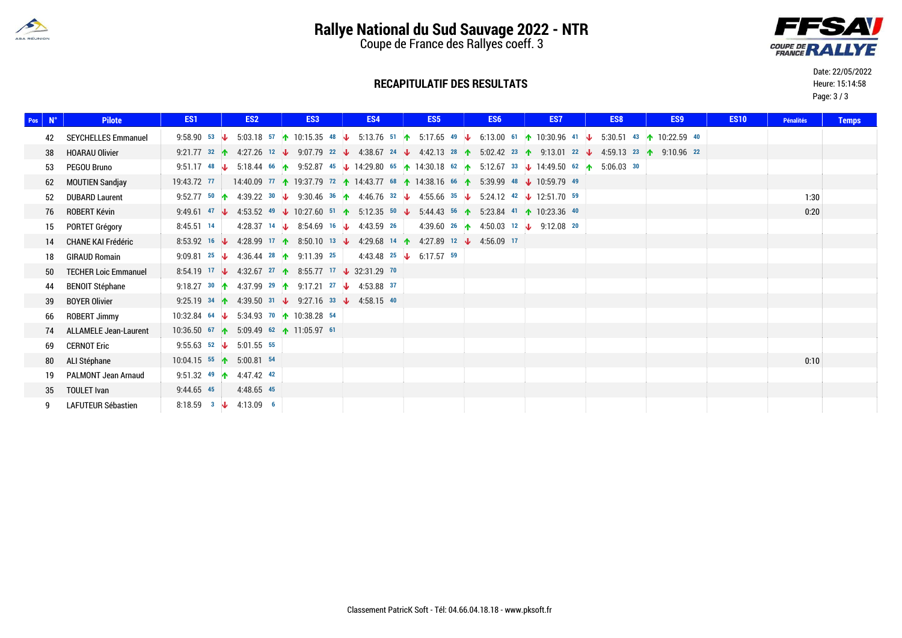# Rallye National du Sud Sauvage 2022 - NTR

Coupe de France des Rallyes coeff. 3

Date: 22/05/2022
Heure: 15:14:58

## RECAPITULATIF DES RESULTATS

| Pos | N° | Pilote | ES1 | ES2 | ES3 | ES4 | ES5 | ES6 | ES7 | ES8 | ES9 | ES10 | Pénalités | Temps |
|---|---|---|---|---|---|---|---|---|---|---|---|---|---|---|
| | 42 | SEYCHELLES Emmanuel | 9:58.90 53 | 5:03.18 57 | 10:15.35 48 | 5:13.76 51 | 5:17.65 49 | 6:13.00 61 | 10:30.96 41 | 5:30.51 43 | 10:22.59 40 | | | |
| | 38 | HOARAU Olivier | 9:21.77 32 | 4:27.26 12 | 9:07.79 22 | 4:38.67 24 | 4:42.13 28 | 5:02.42 23 | 9:13.01 22 | 4:59.13 23 | 9:10.96 22 | | | |
| | 53 | PEGOU Bruno | 9:51.17 48 | 5:18.44 66 | 9:52.87 45 | 14:29.80 65 | 14:30.18 62 | 5:12.67 33 | 14:49.50 62 | 5:06.03 30 | | | | |
| | 62 | MOUTIEN Sandjay | 19:43.72 77 | 14:40.09 77 | 19:37.79 72 | 14:43.77 68 | 14:38.16 66 | 5:39.99 48 | 10:59.79 49 | | | | | |
| | 52 | DUBARD Laurent | 9:52.77 50 | 4:39.22 30 | 9:30.46 36 | 4:46.76 32 | 4:55.66 35 | 5:24.12 42 | 12:51.70 59 | | | | 1:30 | |
| | 76 | ROBERT Kévin | 9:49.61 47 | 4:53.52 49 | 10:27.60 51 | 5:12.35 50 | 5:44.43 56 | 5:23.84 41 | 10:23.36 40 | | | | 0:20 | |
| | 15 | PORTET Grégory | 8:45.51 14 | 4:28.37 14 | 8:54.69 16 | 4:43.59 26 | 4:39.60 26 | 4:50.03 12 | 9:12.08 20 | | | | | |
| | 14 | CHANE KAI Frédéric | 8:53.92 16 | 4:28.99 17 | 8:50.10 13 | 4:29.68 14 | 4:27.89 12 | 4:56.09 17 | | | | | | |
| | 18 | GIRAUD Romain | 9:09.81 25 | 4:36.44 28 | 9:11.39 25 | 4:43.48 25 | 6:17.57 59 | | | | | | | |
| | 50 | TECHER Loic Emmanuel | 8:54.19 17 | 4:32.67 27 | 8:55.77 17 | 32:31.29 70 | | | | | | | | |
| | 44 | BENOIT Stéphane | 9:18.27 30 | 4:37.99 29 | 9:17.21 27 | 4:53.88 37 | | | | | | | | |
| | 39 | BOYER Olivier | 9:25.19 34 | 4:39.50 31 | 9:27.16 33 | 4:58.15 40 | | | | | | | | |
| | 66 | ROBERT Jimmy | 10:32.84 64 | 5:34.93 70 | 10:38.28 54 | | | | | | | | | |
| | 74 | ALLAMELE Jean-Laurent | 10:36.50 67 | 5:09.49 62 | 11:05.97 61 | | | | | | | | | |
| | 69 | CERNOT Eric | 9:55.63 52 | 5:01.55 55 | | | | | | | | | | |
| | 80 | ALI Stéphane | 10:04.15 55 | 5:00.81 54 | | | | | | | | | 0:10 | |
| | 19 | PALMONT Jean Arnaud | 9:51.32 49 | 4:47.42 42 | | | | | | | | | | |
| | 35 | TOULET Ivan | 9:44.65 45 | 4:48.65 45 | | | | | | | | | | |
| | 9 | LAFUTEUR Sébastien | 8:18.59 3 | 4:13.09 6 | | | | | | | | | | |

Classement PatricK Soft - Tél: 04.66.04.18.18 - www.pksoft.fr